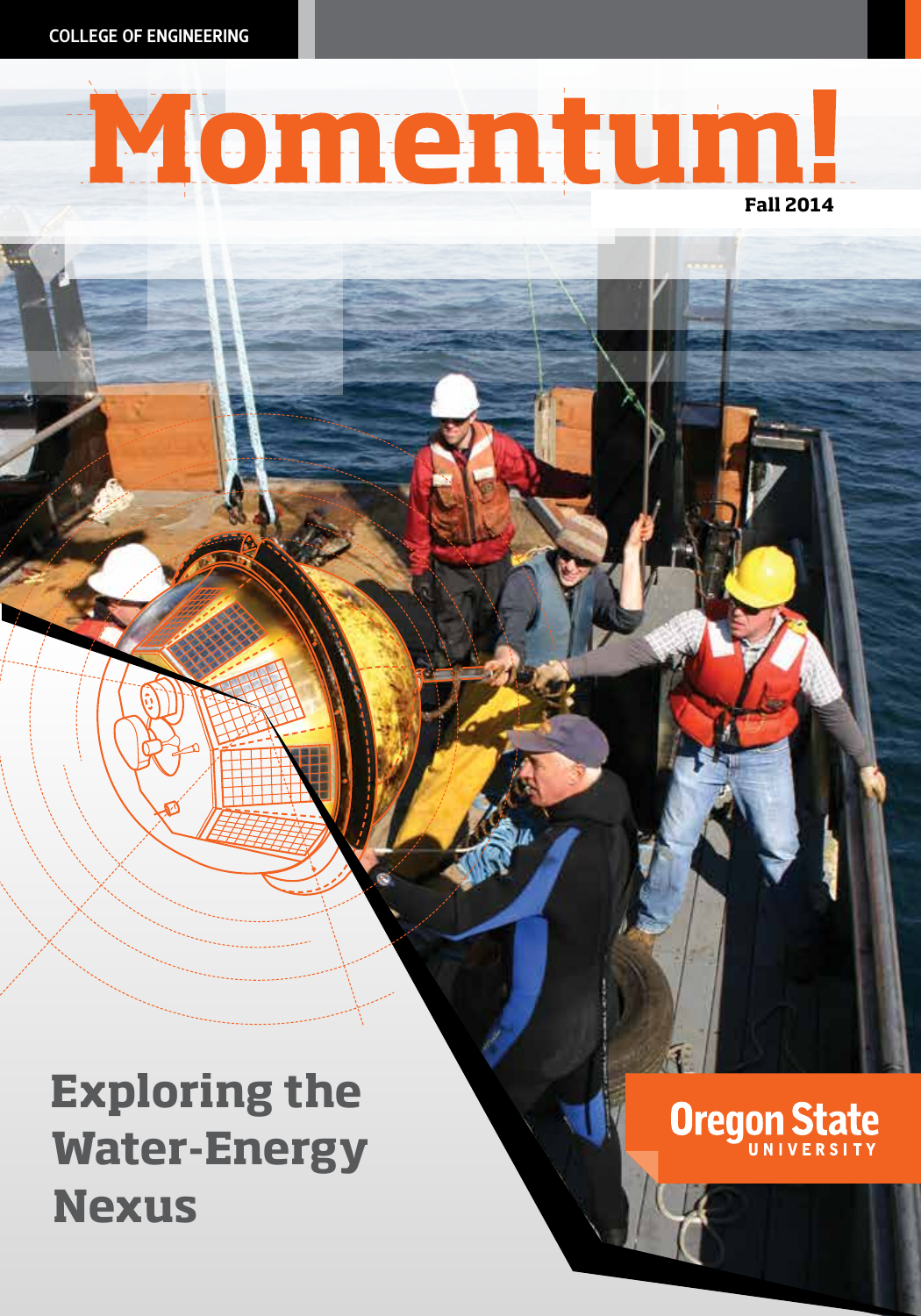COLLEGE OF ENGINEERING

# Momentum!

Fall 2014

## Exploring the Water-Energy Nexus

Oregon State UNIVERSITY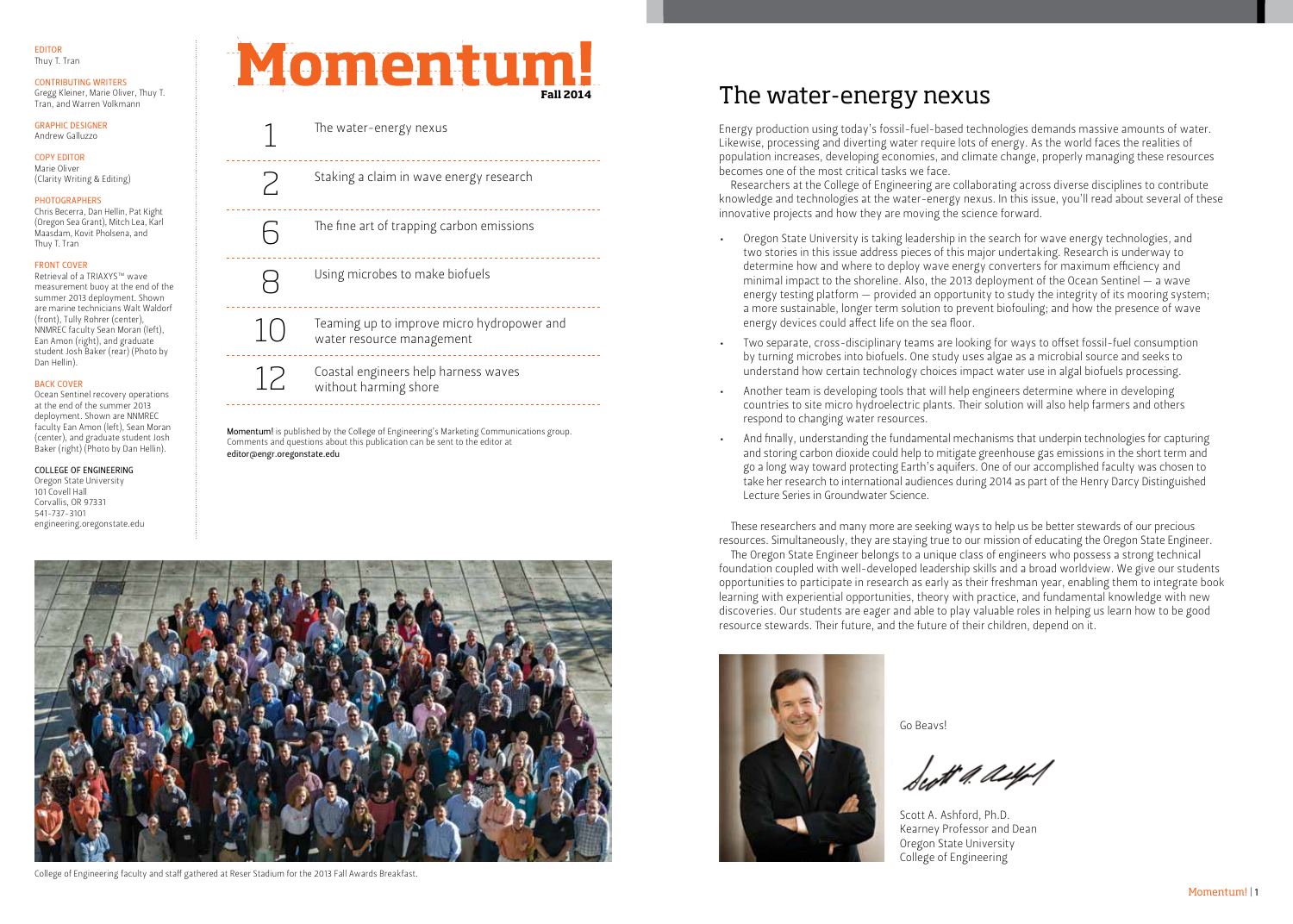EDITOR
Thuy T. Tran

CONTRIBUTING WRITERS
Gregg Kleiner, Marie Oliver, Thuy T. Tran, and Warren Volkmann

GRAPHIC DESIGNER
Andrew Galluzzo

COPY EDITOR
Marie Oliver
(Clarity Writing & Editing)

PHOTOGRAPHERS
Chris Becerra, Dan Hellin, Pat Kight (Oregon Sea Grant), Mitch Lea, Karl Maasdam, Kovit Pholsena, and Thuy T. Tran

FRONT COVER
Retrieval of a TRIAXYS™ wave measurement buoy at the end of the summer 2013 deployment. Shown are marine technicians Walt Waldorf (front), Tully Rohrer (center), NNMREC faculty Sean Moran (left), Ean Amon (right), and graduate student Josh Baker (rear) (Photo by Dan Hellin).

BACK COVER
Ocean Sentinel recovery operations at the end of the summer 2013 deployment. Shown are NNMREC faculty Ean Amon (left), Sean Moran (center), and graduate student Josh Baker (right) (Photo by Dan Hellin).

COLLEGE OF ENGINEERING
Oregon State University
101 Covell Hall
Corvallis, OR 97331
541-737-3101
engineering.oregonstate.edu

# Momentum!

Fall 2014

| | |
|---|---|
| 1 | The water-energy nexus |
| 2 | Staking a claim in wave energy research |
| 6 | The fine art of trapping carbon emissions |
| 8 | Using microbes to make biofuels |
| 10 | Teaming up to improve micro hydropower and water resource management |
| 12 | Coastal engineers help harness waves without harming shore |

**Momentum!** is published by the College of Engineering's Marketing Communications group. Comments and questions about this publication can be sent to the editor at **editor@engr.oregonstate.edu**

College of Engineering faculty and staff gathered at Reser Stadium for the 2013 Fall Awards Breakfast.

# The water-energy nexus

Energy production using today's fossil-fuel-based technologies demands massive amounts of water. Likewise, processing and diverting water require lots of energy. As the world faces the realities of population increases, developing economies, and climate change, properly managing these resources becomes one of the most critical tasks we face.

Researchers at the College of Engineering are collaborating across diverse disciplines to contribute knowledge and technologies at the water-energy nexus. In this issue, you'll read about several of these innovative projects and how they are moving the science forward.

- Oregon State University is taking leadership in the search for wave energy technologies, and two stories in this issue address pieces of this major undertaking. Research is underway to determine how and where to deploy wave energy converters for maximum efficiency and minimal impact to the shoreline. Also, the 2013 deployment of the Ocean Sentinel — a wave energy testing platform — provided an opportunity to study the integrity of its mooring system; a more sustainable, longer term solution to prevent biofouling; and how the presence of wave energy devices could affect life on the sea floor.
- Two separate, cross-disciplinary teams are looking for ways to offset fossil-fuel consumption by turning microbes into biofuels. One study uses algae as a microbial source and seeks to understand how certain technology choices impact water use in algal biofuels processing.
- Another team is developing tools that will help engineers determine where in developing countries to site micro hydroelectric plants. Their solution will also help farmers and others respond to changing water resources.
- And finally, understanding the fundamental mechanisms that underpin technologies for capturing and storing carbon dioxide could help to mitigate greenhouse gas emissions in the short term and go a long way toward protecting Earth's aquifers. One of our accomplished faculty was chosen to take her research to international audiences during 2014 as part of the Henry Darcy Distinguished Lecture Series in Groundwater Science.

These researchers and many more are seeking ways to help us be better stewards of our precious resources. Simultaneously, they are staying true to our mission of educating the Oregon State Engineer.

The Oregon State Engineer belongs to a unique class of engineers who possess a strong technical foundation coupled with well-developed leadership skills and a broad worldview. We give our students opportunities to participate in research as early as their freshman year, enabling them to integrate book learning with experiential opportunities, theory with practice, and fundamental knowledge with new discoveries. Our students are eager and able to play valuable roles in helping us learn how to be good resource stewards. Their future, and the future of their children, depend on it.

Go Beavs!

Scott A. Ashford, Ph.D.
Kearney Professor and Dean
Oregon State University
College of Engineering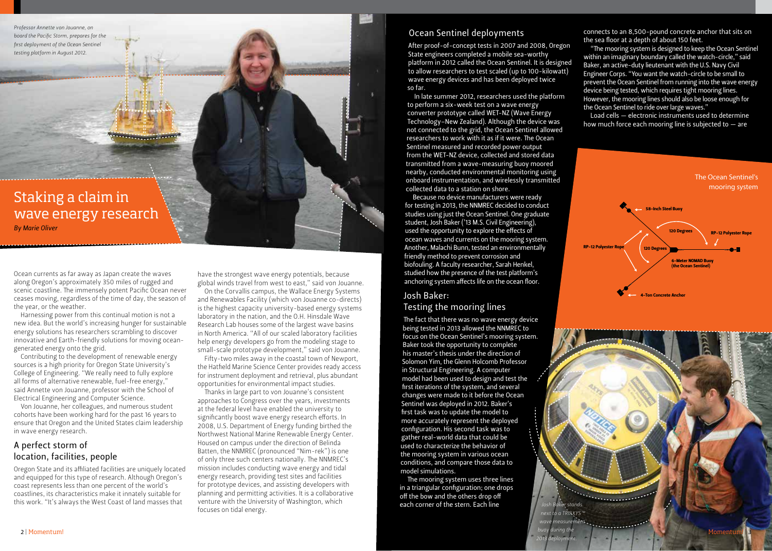*Professor Annette von Jouanne, on board the Pacific Storm, prepares for the first deployment of the Ocean Sentinel testing platform in August 2012.*

# Staking a claim in wave energy research

*By Marie Oliver*

Ocean currents as far away as Japan create the waves along Oregon's approximately 350 miles of rugged and scenic coastline. The immensely potent Pacific Ocean never ceases moving, regardless of the time of day, the season of the year, or the weather.

Harnessing power from this continual motion is not a new idea. But the world's increasing hunger for sustainable energy solutions has researchers scrambling to discover innovative and Earth-friendly solutions for moving ocean-generated energy onto the grid.

Contributing to the development of renewable energy sources is a high priority for Oregon State University's College of Engineering. "We really need to fully explore all forms of alternative renewable, fuel-free energy," said Annette von Jouanne, professor with the School of Electrical Engineering and Computer Science.

Von Jouanne, her colleagues, and numerous student cohorts have been working hard for the past 16 years to ensure that Oregon and the United States claim leadership in wave energy research.

## A perfect storm of location, facilities, people

Oregon State and its affiliated facilities are uniquely located and equipped for this type of research. Although Oregon's coast represents less than one percent of the world's coastlines, its characteristics make it innately suitable for this work. "It's always the West Coast of land masses that have the strongest wave energy potentials, because global winds travel from west to east," said von Jouanne.

On the Corvallis campus, the Wallace Energy Systems and Renewables Facility (which von Jouanne co-directs) is the highest capacity university-based energy systems laboratory in the nation, and the O.H. Hinsdale Wave Research Lab houses some of the largest wave basins in North America. "All of our scaled laboratory facilities help energy developers go from the modeling stage to small-scale prototype development," said von Jouanne.

Fifty-two miles away in the coastal town of Newport, the Hatfield Marine Science Center provides ready access for instrument deployment and retrieval, plus abundant opportunities for environmental impact studies.

Thanks in large part to von Jouanne's consistent approaches to Congress over the years, investments at the federal level have enabled the university to significantly boost wave energy research efforts. In 2008, U.S. Department of Energy funding birthed the Northwest National Marine Renewable Energy Center. Housed on campus under the direction of Belinda Batten, the NNMREC (pronounced "Nim-rek") is one of only three such centers nationally. The NNMREC's mission includes conducting wave energy and tidal energy research, providing test sites and facilities for prototype devices, and assisting developers with planning and permitting activities. It is a collaborative venture with the University of Washington, which focuses on tidal energy.

## Ocean Sentinel deployments

After proof-of-concept tests in 2007 and 2008, Oregon State engineers completed a mobile sea-worthy platform in 2012 called the Ocean Sentinel. It is designed to allow researchers to test scaled (up to 100-kilowatt) wave energy devices and has been deployed twice so far.

In late summer 2012, researchers used the platform to perform a six-week test on a wave energy converter prototype called WET-NZ (Wave Energy Technology–New Zealand). Although the device was not connected to the grid, the Ocean Sentinel allowed researchers to work with it as if it were. The Ocean Sentinel measured and recorded power output from the WET-NZ device, collected and stored data transmitted from a wave-measuring buoy moored nearby, conducted environmental monitoring using onboard instrumentation, and wirelessly transmitted collected data to a station on shore.

Because no device manufacturers were ready for testing in 2013, the NNMREC decided to conduct studies using just the Ocean Sentinel. One graduate student, Josh Baker ('13 M.S. Civil Engineering), used the opportunity to explore the effects of ocean waves and currents on the mooring system. Another, Malachi Bunn, tested an environmentally friendly method to prevent corrosion and biofouling. A faculty researcher, Sarah Henkel, studied how the presence of the test platform's anchoring system affects life on the ocean floor.

## Josh Baker: Testing the mooring lines

The fact that there was no wave energy device being tested in 2013 allowed the NNMREC to focus on the Ocean Sentinel's mooring system. Baker took the opportunity to complete his master's thesis under the direction of Solomon Yim, the Glenn Holcomb Professor in Structural Engineering. A computer model had been used to design and test the first iterations of the system, and several changes were made to it before the Ocean Sentinel was deployed in 2012. Baker's first task was to update the model to more accurately represent the deployed configuration. His second task was to gather real-world data that could be used to characterize the behavior of the mooring system in various ocean conditions, and compare those data to model simulations.

The mooring system uses three lines in a triangular configuration; one drops off the bow and the others drop off each corner of the stern. Each line connects to an 8,500-pound concrete anchor that sits on the sea floor at a depth of about 150 feet.

"The mooring system is designed to keep the Ocean Sentinel within an imaginary boundary called the watch-circle," said Baker, an active-duty lieutenant with the U.S. Navy Civil Engineer Corps. "You want the watch-circle to be small to prevent the Ocean Sentinel from running into the wave energy device being tested, which requires tight mooring lines. However, the mooring lines should also be loose enough for the Ocean Sentinel to ride over large waves."

Load cells — electronic instruments used to determine how much force each mooring line is subjected to — are

The Ocean Sentinel's mooring system

58-Inch Steel Buoy
120 Degrees
RP-12 Polyester Rope
RP-12 Polyester Rope
120 Degrees
6-Meter NOMAD Buoy (the Ocean Sentinel)
4-Ton Concrete Anchor

*Josh Baker stands next to a TRIAXYS™ wave measurement buoy during the 2013 deployment.*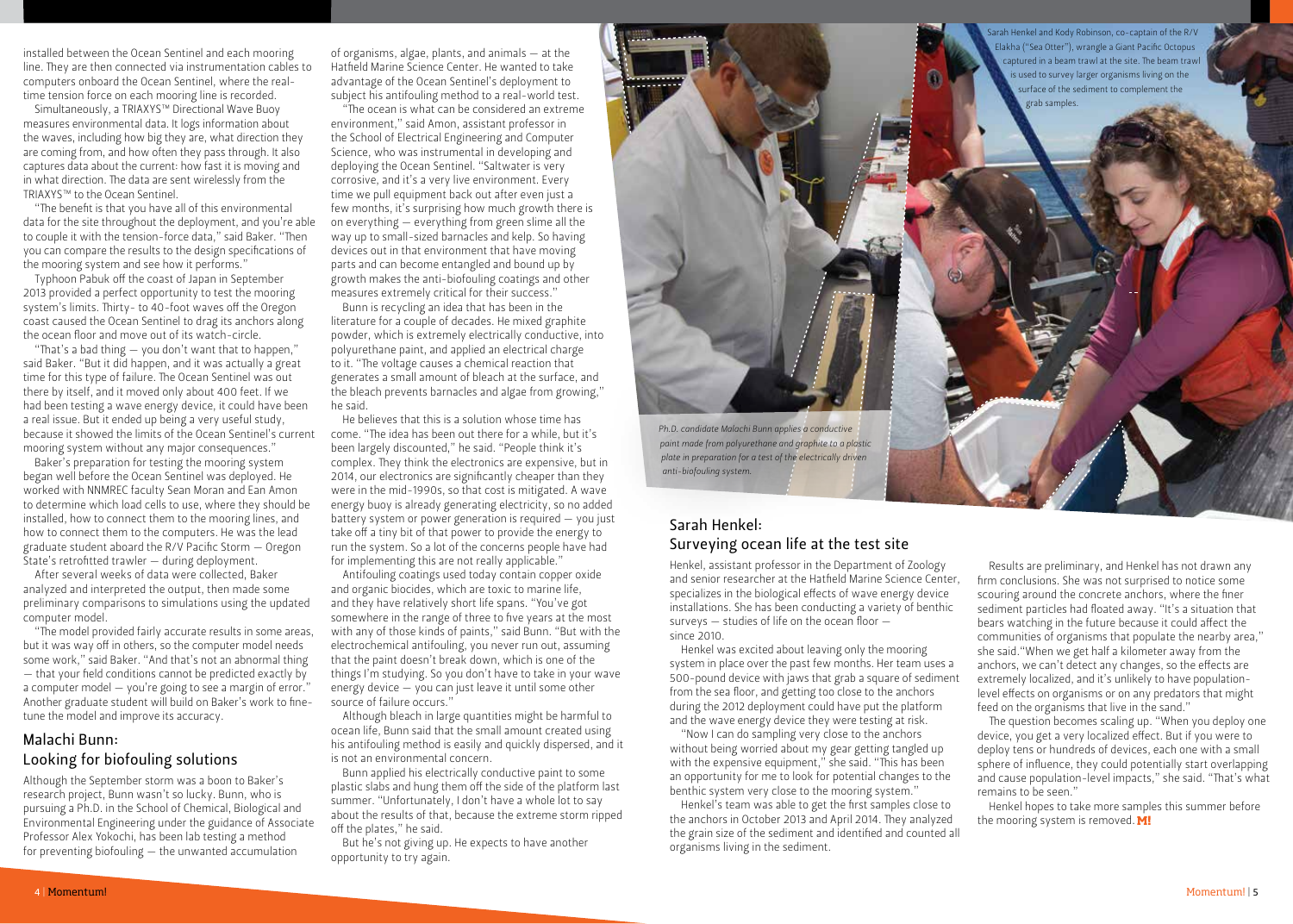installed between the Ocean Sentinel and each mooring line. They are then connected via instrumentation cables to computers onboard the Ocean Sentinel, where the real-time tension force on each mooring line is recorded.

Simultaneously, a TRIAXYS™ Directional Wave Buoy measures environmental data. It logs information about the waves, including how big they are, what direction they are coming from, and how often they pass through. It also captures data about the current: how fast it is moving and in what direction. The data are sent wirelessly from the TRIAXYS™ to the Ocean Sentinel.

"The benefit is that you have all of this environmental data for the site throughout the deployment, and you're able to couple it with the tension-force data," said Baker. "Then you can compare the results to the design specifications of the mooring system and see how it performs."

Typhoon Pabuk off the coast of Japan in September 2013 provided a perfect opportunity to test the mooring system's limits. Thirty- to 40-foot waves off the Oregon coast caused the Ocean Sentinel to drag its anchors along the ocean floor and move out of its watch-circle.

"That's a bad thing — you don't want that to happen," said Baker. "But it did happen, and it was actually a great time for this type of failure. The Ocean Sentinel was out there by itself, and it moved only about 400 feet. If we had been testing a wave energy device, it could have been a real issue. But it ended up being a very useful study, because it showed the limits of the Ocean Sentinel's current mooring system without any major consequences."

Baker's preparation for testing the mooring system began well before the Ocean Sentinel was deployed. He worked with NNMREC faculty Sean Moran and Ean Amon to determine which load cells to use, where they should be installed, how to connect them to the mooring lines, and how to connect them to the computers. He was the lead graduate student aboard the R/V Pacific Storm — Oregon State's retrofitted trawler — during deployment.

After several weeks of data were collected, Baker analyzed and interpreted the output, then made some preliminary comparisons to simulations using the updated computer model.

"The model provided fairly accurate results in some areas, but it was way off in others, so the computer model needs some work," said Baker. "And that's not an abnormal thing — that your field conditions cannot be predicted exactly by a computer model — you're going to see a margin of error." Another graduate student will build on Baker's work to fine-tune the model and improve its accuracy.

## Malachi Bunn: Looking for biofouling solutions

Although the September storm was a boon to Baker's research project, Bunn wasn't so lucky. Bunn, who is pursuing a Ph.D. in the School of Chemical, Biological and Environmental Engineering under the guidance of Associate Professor Alex Yokochi, has been lab testing a method for preventing biofouling — the unwanted accumulation of organisms, algae, plants, and animals — at the Hatfield Marine Science Center. He wanted to take advantage of the Ocean Sentinel's deployment to subject his antifouling method to a real-world test.

"The ocean is what can be considered an extreme environment," said Amon, assistant professor in the School of Electrical Engineering and Computer Science, who was instrumental in developing and deploying the Ocean Sentinel. "Saltwater is very corrosive, and it's a very live environment. Every time we pull equipment back out after even just a few months, it's surprising how much growth there is on everything — everything from green slime all the way up to small-sized barnacles and kelp. So having devices out in that environment that have moving parts and can become entangled and bound up by growth makes the anti-biofouling coatings and other measures extremely critical for their success."

Bunn is recycling an idea that has been in the literature for a couple of decades. He mixed graphite powder, which is extremely electrically conductive, into polyurethane paint, and applied an electrical charge to it. "The voltage causes a chemical reaction that generates a small amount of bleach at the surface, and the bleach prevents barnacles and algae from growing," he said.

He believes that this is a solution whose time has come. "The idea has been out there for a while, but it's been largely discounted," he said. "People think it's complex. They think the electronics are expensive, but in 2014, our electronics are significantly cheaper than they were in the mid-1990s, so that cost is mitigated. A wave energy buoy is already generating electricity, so no added battery system or power generation is required — you just take off a tiny bit of that power to provide the energy to run the system. So a lot of the concerns people have had for implementing this are not really applicable."

Antifouling coatings used today contain copper oxide and organic biocides, which are toxic to marine life, and they have relatively short life spans. "You've got somewhere in the range of three to five years at the most with any of those kinds of paints," said Bunn. "But with the electrochemical antifouling, you never run out, assuming that the paint doesn't break down, which is one of the things I'm studying. So you don't have to take in your wave energy device — you can just leave it until some other source of failure occurs."

Although bleach in large quantities might be harmful to ocean life, Bunn said that the small amount created using his antifouling method is easily and quickly dispersed, and it is not an environmental concern.

Bunn applied his electrically conductive paint to some plastic slabs and hung them off the side of the platform last summer. "Unfortunately, I don't have a whole lot to say about the results of that, because the extreme storm ripped off the plates," he said.

But he's not giving up. He expects to have another opportunity to try again.

*Ph.D. candidate Malachi Bunn applies a conductive paint made from polyurethane and graphite to a plastic plate in preparation for a test of the electrically driven anti-biofouling system.*

Sarah Henkel and Kody Robinson, co-captain of the R/V Elakha ("Sea Otter"), wrangle a Giant Pacific Octopus captured in a beam trawl at the site. The beam trawl is used to survey larger organisms living on the surface of the sediment to complement the grab samples.

## Sarah Henkel: Surveying ocean life at the test site

Henkel, assistant professor in the Department of Zoology and senior researcher at the Hatfield Marine Science Center, specializes in the biological effects of wave energy device installations. She has been conducting a variety of benthic surveys — studies of life on the ocean floor — since 2010.

Henkel was excited about leaving only the mooring system in place over the past few months. Her team uses a 500-pound device with jaws that grab a square of sediment from the sea floor, and getting too close to the anchors during the 2012 deployment could have put the platform and the wave energy device they were testing at risk.

"Now I can do sampling very close to the anchors without being worried about my gear getting tangled up with the expensive equipment," she said. "This has been an opportunity for me to look for potential changes to the benthic system very close to the mooring system."

Henkel's team was able to get the first samples close to the anchors in October 2013 and April 2014. They analyzed the grain size of the sediment and identified and counted all organisms living in the sediment.

Results are preliminary, and Henkel has not drawn any firm conclusions. She was not surprised to notice some scouring around the concrete anchors, where the finer sediment particles had floated away. "It's a situation that bears watching in the future because it could affect the communities of organisms that populate the nearby area," she said. "When we get half a kilometer away from the anchors, we can't detect any changes, so the effects are extremely localized, and it's unlikely to have population-level effects on organisms or on any predators that might feed on the organisms that live in the sand."

The question becomes scaling up. "When you deploy one device, you get a very localized effect. But if you were to deploy tens or hundreds of devices, each one with a small sphere of influence, they could potentially start overlapping and cause population-level impacts," she said. "That's what remains to be seen."

Henkel hopes to take more samples this summer before the mooring system is removed. **M!**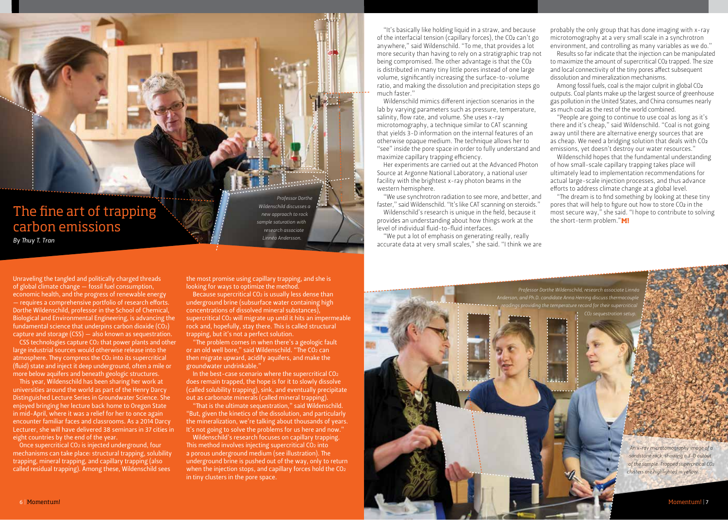# The fine art of trapping carbon emissions

*By Thuy T. Tran*

*Professor Dorthe Wildenschild discusses a new approach to rock sample saturation with research associate Linnéa Andersson.*

Unraveling the tangled and politically charged threads of global climate change — fossil fuel consumption, economic health, and the progress of renewable energy — requires a comprehensive portfolio of research efforts. Dorthe Wildenschild, professor in the School of Chemical, Biological and Environmental Engineering, is advancing the fundamental science that underpins carbon dioxide ($CO_2$) capture and storage (CSS) — also known as sequestration.

CSS technologies capture $CO_2$ that power plants and other large industrial sources would otherwise release into the atmosphere. They compress the $CO_2$ into its supercritical (fluid) state and inject it deep underground, often a mile or more below aquifers and beneath geologic structures.

This year, Wildenschild has been sharing her work at universities around the world as part of the Henry Darcy Distinguished Lecture Series in Groundwater Science. She enjoyed bringing her lecture back home to Oregon State in mid-April, where it was a relief for her to once again encounter familiar faces and classrooms. As a 2014 Darcy Lecturer, she will have delivered 38 seminars in 37 cities in eight countries by the end of the year.

Once supercritical $CO_2$ is injected underground, four mechanisms can take place: structural trapping, solubility trapping, mineral trapping, and capillary trapping (also called residual trapping). Among these, Wildenschild sees the most promise using capillary trapping, and she is looking for ways to optimize the method.

Because supercritical $CO_2$ is usually less dense than underground brine (subsurface water containing high concentrations of dissolved mineral substances), supercritical $CO_2$ will migrate up until it hits an impermeable rock and, hopefully, stay there. This is called structural trapping, but it's not a perfect solution.

"The problem comes in when there's a geologic fault or an old well bore," said Wildenschild. "The $CO_2$ can then migrate upward, acidify aquifers, and make the groundwater undrinkable."

In the best-case scenario where the supercritical $CO_2$ does remain trapped, the hope is for it to slowly dissolve (called solubility trapping), sink, and eventually precipitate out as carbonate minerals (called mineral trapping).

"That is the ultimate sequestration," said Wildenschild. "But, given the kinetics of the dissolution, and particularly the mineralization, we're talking about thousands of years. It's not going to solve the problems for us here and now."

Wildenschild's research focuses on capillary trapping. This method involves injecting supercritical $CO_2$ into a porous underground medium (see illustration). The underground brine is pushed out of the way, only to return when the injection stops, and capillary forces hold the $CO_2$ in tiny clusters in the pore space.

"It's basically like holding liquid in a straw, and because of the interfacial tension (capillary forces), the $CO_2$ can't go anywhere," said Wildenschild. "To me, that provides a lot more security than having to rely on a stratigraphic trap not being compromised. The other advantage is that the $CO_2$ is distributed in many tiny little pores instead of one large volume, significantly increasing the surface-to-volume ratio, and making the dissolution and precipitation steps go much faster."

Wildenschild mimics different injection scenarios in the lab by varying parameters such as pressure, temperature, salinity, flow rate, and volume. She uses x-ray microtomography, a technique similar to CAT scanning that yields 3-D information on the internal features of an otherwise opaque medium. The technique allows her to "see" inside the pore space in order to fully understand and maximize capillary trapping efficiency.

Her experiments are carried out at the Advanced Photon Source at Argonne National Laboratory, a national user facility with the brightest x-ray photon beams in the western hemisphere.

"We use synchrotron radiation to see more, and better, and faster," said Wildenschild. "It's like CAT scanning on steroids."

Wildenschild's research is unique in the field, because it provides an understanding about how things work at the level of individual fluid-to-fluid interfaces.

"We put a lot of emphasis on generating really, really accurate data at very small scales," she said. "I think we are probably the only group that has done imaging with x-ray microtomography at a very small scale in a synchrotron environment, and controlling as many variables as we do."

Results so far indicate that the injection can be manipulated to maximize the amount of supercritical $CO_2$ trapped. The size and local connectivity of the tiny pores affect subsequent dissolution and mineralization mechanisms.

Among fossil fuels, coal is the major culprit in global $CO_2$ outputs. Coal plants make up the largest source of greenhouse gas pollution in the United States, and China consumes nearly as much coal as the rest of the world combined.

"People are going to continue to use coal as long as it's there and it's cheap," said Wildenschild. "Coal is not going away until there are alternative energy sources that are as cheap. We need a bridging solution that deals with $CO_2$ emissions, yet doesn't destroy our water resources."

Wildenschild hopes that the fundamental understanding of how small-scale capillary trapping takes place will ultimately lead to implementation recommendations for actual large-scale injection processes, and thus advance efforts to address climate change at a global level.

"The dream is to find something by looking at these tiny pores that will help to figure out how to store $CO_2$ in the most secure way," she said. "I hope to contribute to solving the short-term problem."**M!**

*Professor Dorthe Wildenschild, research associate Linnéa Anderson, and Ph.D. candidate Anna Herring discuss thermocouple readings providing the temperature record for their supercritical $CO_2$ sequestration setup.*

*An x-ray microtomography image of a sandstone rock, showing a 3-D cutout of the sample. Trapped supercritical $CO_2$ clusters are highlighted in yellow.*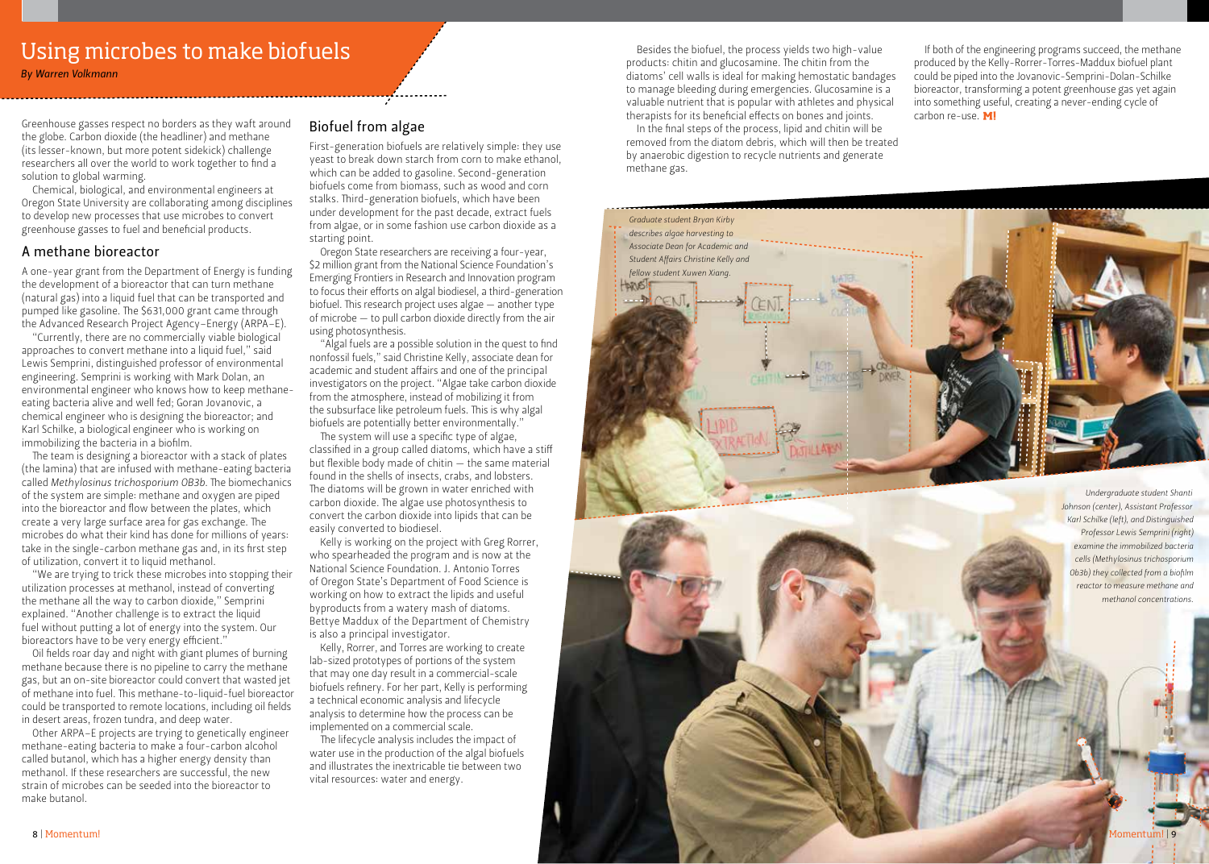# Using microbes to make biofuels

*By Warren Volkmann*

Greenhouse gasses respect no borders as they waft around the globe. Carbon dioxide (the headliner) and methane (its lesser-known, but more potent sidekick) challenge researchers all over the world to work together to find a solution to global warming.

Chemical, biological, and environmental engineers at Oregon State University are collaborating among disciplines to develop new processes that use microbes to convert greenhouse gasses to fuel and beneficial products.

## A methane bioreactor

A one-year grant from the Department of Energy is funding the development of a bioreactor that can turn methane (natural gas) into a liquid fuel that can be transported and pumped like gasoline. The $631,000 grant came through the Advanced Research Project Agency–Energy (ARPA–E).

"Currently, there are no commercially viable biological approaches to convert methane into a liquid fuel," said Lewis Semprini, distinguished professor of environmental engineering. Semprini is working with Mark Dolan, an environmental engineer who knows how to keep methane-eating bacteria alive and well fed; Goran Jovanovic, a chemical engineer who is designing the bioreactor; and Karl Schilke, a biological engineer who is working on immobilizing the bacteria in a biofilm.

The team is designing a bioreactor with a stack of plates (the lamina) that are infused with methane-eating bacteria called *Methylosinus trichosporium OB3b*. The biomechanics of the system are simple: methane and oxygen are piped into the bioreactor and flow between the plates, which create a very large surface area for gas exchange. The microbes do what their kind has done for millions of years: take in the single-carbon methane gas and, in its first step of utilization, convert it to liquid methanol.

"We are trying to trick these microbes into stopping their utilization processes at methanol, instead of converting the methane all the way to carbon dioxide," Semprini explained. "Another challenge is to extract the liquid fuel without putting a lot of energy into the system. Our bioreactors have to be very energy efficient."

Oil fields roar day and night with giant plumes of burning methane because there is no pipeline to carry the methane gas, but an on-site bioreactor could convert that wasted jet of methane into fuel. This methane-to-liquid-fuel bioreactor could be transported to remote locations, including oil fields in desert areas, frozen tundra, and deep water.

Other ARPA–E projects are trying to genetically engineer methane-eating bacteria to make a four-carbon alcohol called butanol, which has a higher energy density than methanol. If these researchers are successful, the new strain of microbes can be seeded into the bioreactor to make butanol.

## Biofuel from algae

First-generation biofuels are relatively simple: they use yeast to break down starch from corn to make ethanol, which can be added to gasoline. Second-generation biofuels come from biomass, such as wood and corn stalks. Third-generation biofuels, which have been under development for the past decade, extract fuels from algae, or in some fashion use carbon dioxide as a starting point.

Oregon State researchers are receiving a four-year, $2 million grant from the National Science Foundation's Emerging Frontiers in Research and Innovation program to focus their efforts on algal biodiesel, a third-generation biofuel. This research project uses algae — another type of microbe — to pull carbon dioxide directly from the air using photosynthesis.

"Algal fuels are a possible solution in the quest to find nonfossil fuels," said Christine Kelly, associate dean for academic and student affairs and one of the principal investigators on the project. "Algae take carbon dioxide from the atmosphere, instead of mobilizing it from the subsurface like petroleum fuels. This is why algal biofuels are potentially better environmentally."

The system will use a specific type of algae, classified in a group called diatoms, which have a stiff but flexible body made of chitin — the same material found in the shells of insects, crabs, and lobsters. The diatoms will be grown in water enriched with carbon dioxide. The algae use photosynthesis to convert the carbon dioxide into lipids that can be easily converted to biodiesel.

Kelly is working on the project with Greg Rorrer, who spearheaded the program and is now at the National Science Foundation. J. Antonio Torres of Oregon State's Department of Food Science is working on how to extract the lipids and useful byproducts from a watery mash of diatoms. Bettye Maddux of the Department of Chemistry is also a principal investigator.

Kelly, Rorrer, and Torres are working to create lab-sized prototypes of portions of the system that may one day result in a commercial-scale biofuels refinery. For her part, Kelly is performing a technical economic analysis and lifecycle analysis to determine how the process can be implemented on a commercial scale.

The lifecycle analysis includes the impact of water use in the production of the algal biofuels and illustrates the inextricable tie between two vital resources: water and energy.

Besides the biofuel, the process yields two high-value products: chitin and glucosamine. The chitin from the diatoms' cell walls is ideal for making hemostatic bandages to manage bleeding during emergencies. Glucosamine is a valuable nutrient that is popular with athletes and physical therapists for its beneficial effects on bones and joints.

In the final steps of the process, lipid and chitin will be removed from the diatom debris, which will then be treated by anaerobic digestion to recycle nutrients and generate methane gas.

If both of the engineering programs succeed, the methane produced by the Kelly-Rorrer-Torres-Maddux biofuel plant could be piped into the Jovanovic-Semprini-Dolan-Schilke bioreactor, transforming a potent greenhouse gas yet again into something useful, creating a never-ending cycle of carbon re-use. **M!**

*Graduate student Bryan Kirby describes algae harvesting to Associate Dean for Academic and Student Affairs Christine Kelly and fellow student Xuwen Xiang.*

*Undergraduate student Shanti Johnson (center), Assistant Professor Karl Schilke (left), and Distinguished Professor Lewis Semprini (right) examine the immobilized bacteria cells (Methylosinus trichosporium Ob3b) they collected from a biofilm reactor to measure methane and methanol concentrations.*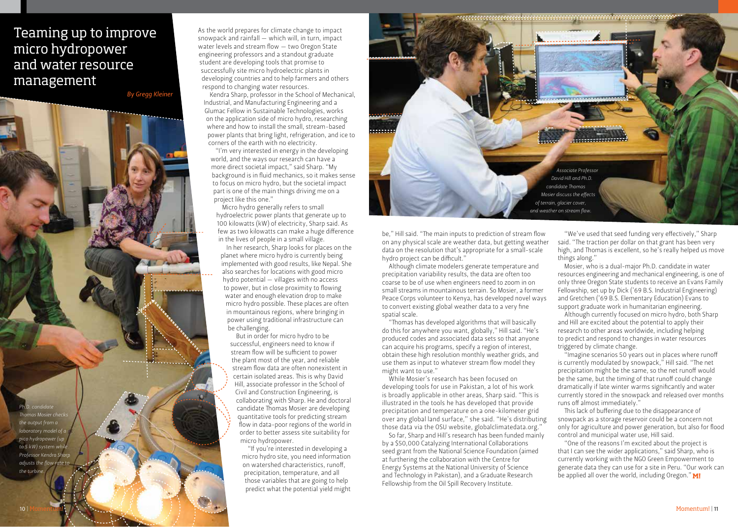# Teaming up to improve micro hydropower and water resource management

*By Gregg Kleiner*

As the world prepares for climate change to impact snowpack and rainfall — which will, in turn, impact water levels and stream flow — two Oregon State engineering professors and a standout graduate student are developing tools that promise to successfully site micro hydroelectric plants in developing countries and to help farmers and others respond to changing water resources.

Kendra Sharp, professor in the School of Mechanical, Industrial, and Manufacturing Engineering and a Glumac Fellow in Sustainable Technologies, works on the application side of micro hydro, researching where and how to install the small, stream-based power plants that bring light, refrigeration, and ice to corners of the earth with no electricity.

"I'm very interested in energy in the developing world, and the ways our research can have a more direct societal impact," said Sharp. "My background is in fluid mechanics, so it makes sense to focus on micro hydro, but the societal impact part is one of the main things driving me on a project like this one."

Micro hydro generally refers to small hydroelectric power plants that generate up to 100 kilowatts (kW) of electricity, Sharp said. As few as two kilowatts can make a huge difference in the lives of people in a small village.

In her research, Sharp looks for places on the planet where micro hydro is currently being implemented with good results, like Nepal. She also searches for locations with good micro hydro potential — villages with no access to power, but in close proximity to flowing water and enough elevation drop to make micro hydro possible. These places are often in mountainous regions, where bringing in power using traditional infrastructure can be challenging.

But in order for micro hydro to be successful, engineers need to know if stream flow will be sufficient to power the plant most of the year, and reliable stream flow data are often nonexistent in certain isolated areas. This is why David Hill, associate professor in the School of Civil and Construction Engineering, is collaborating with Sharp. He and doctoral candidate Thomas Mosier are developing quantitative tools for predicting stream flow in data-poor regions of the world in order to better assess site suitability for micro hydropower.

"If you're interested in developing a micro hydro site, you need information on watershed characteristics, runoff, precipitation, temperature, and all those variables that are going to help predict what the potential yield might be," Hill said. "The main inputs to prediction of stream flow on any physical scale are weather data, but getting weather data on the resolution that's appropriate for a small-scale hydro project can be difficult."

Although climate modelers generate temperature and precipitation variability results, the data are often too coarse to be of use when engineers need to zoom in on small streams in mountainous terrain. So Mosier, a former Peace Corps volunteer to Kenya, has developed novel ways to convert existing global weather data to a very fine spatial scale.

"Thomas has developed algorithms that will basically do this for anywhere you want, globally," Hill said. "He's produced codes and associated data sets so that anyone can acquire his programs, specify a region of interest, obtain these high resolution monthly weather grids, and use them as input to whatever stream flow model they might want to use."

While Mosier's research has been focused on developing tools for use in Pakistan, a lot of his work is broadly applicable in other areas, Sharp said. "This is illustrated in the tools he has developed that provide precipitation and temperature on a one-kilometer grid over any global land surface," she said. "He's distributing those data via the OSU website, globalclimatedata.org."

So far, Sharp and Hill's research has been funded mainly by a $50,000 Catalyzing International Collaborations seed grant from the National Science Foundation (aimed at furthering the collaboration with the Centre for Energy Systems at the National University of Science and Technology in Pakistan), and a Graduate Research Fellowship from the Oil Spill Recovery Institute.

"We've used that seed funding very effectively," Sharp said. "The traction per dollar on that grant has been very high, and Thomas is excellent, so he's really helped us move things along."

Mosier, who is a dual-major Ph.D. candidate in water resources engineering and mechanical engineering, is one of only three Oregon State students to receive an Evans Family Fellowship, set up by Dick ('69 B.S. Industrial Engineering) and Gretchen ('69 B.S. Elementary Education) Evans to support graduate work in humanitarian engineering.

Although currently focused on micro hydro, both Sharp and Hill are excited about the potential to apply their research to other areas worldwide, including helping to predict and respond to changes in water resources triggered by climate change.

"Imagine scenarios 50 years out in places where runoff is currently modulated by snowpack," Hill said. "The net precipitation might be the same, so the net runoff would be the same, but the timing of that runoff could change dramatically if late winter warms significantly and water currently stored in the snowpack and released over months runs off almost immediately."

This lack of buffering due to the disappearance of snowpack as a storage reservoir could be a concern not only for agriculture and power generation, but also for flood control and municipal water use, Hill said.

"One of the reasons I'm excited about the project is that I can see the wider applications," said Sharp, who is currently working with the NGO Green Empowerment to generate data they can use for a site in Peru. "Our work can be applied all over the world, including Oregon." **M!**

*Ph.D. candidate Thomas Mosier checks the output from a laboratory model of a pico hydropower (up to 5 kW) system while Professor Kendra Sharp adjusts the flow rate to the turbine.*

*Associate Professor David Hill and Ph.D. candidate Thomas Mosier discuss the effects of terrain, glacier cover, and weather on stream flow.*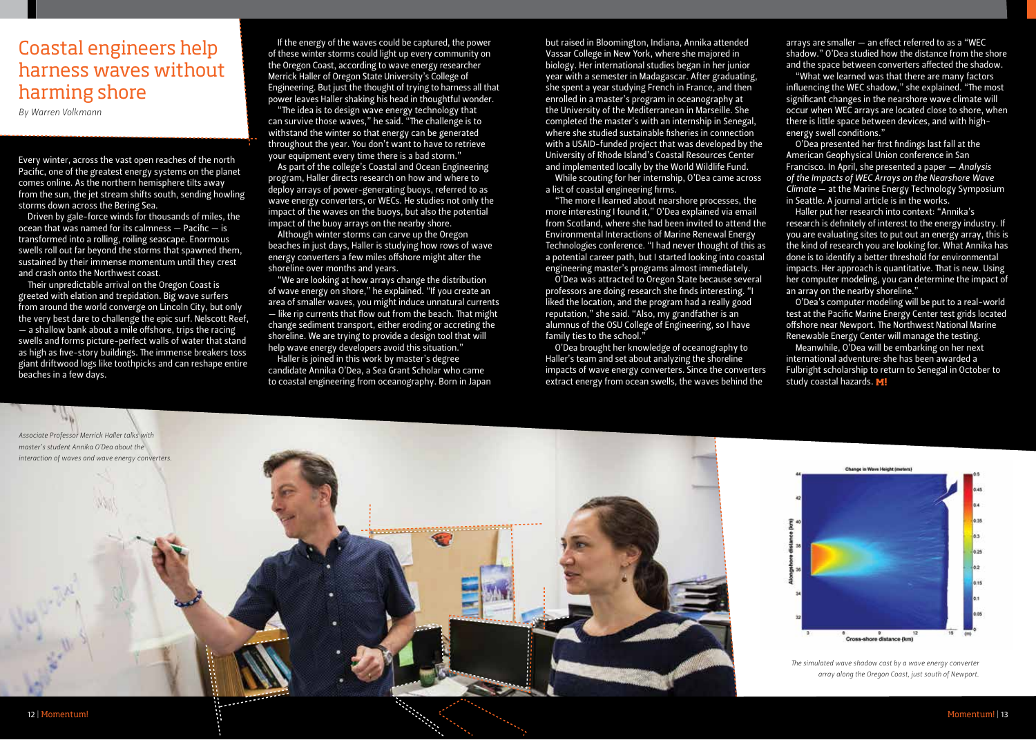# Coastal engineers help harness waves without harming shore

*By Warren Volkmann*

Every winter, across the vast open reaches of the north Pacific, one of the greatest energy systems on the planet comes online. As the northern hemisphere tilts away from the sun, the jet stream shifts south, sending howling storms down across the Bering Sea.

Driven by gale-force winds for thousands of miles, the ocean that was named for its calmness — Pacific — is transformed into a rolling, roiling seascape. Enormous swells roll out far beyond the storms that spawned them, sustained by their immense momentum until they crest and crash onto the Northwest coast.

Their unpredictable arrival on the Oregon Coast is greeted with elation and trepidation. Big wave surfers from around the world converge on Lincoln City, but only the very best dare to challenge the epic surf. Nelscott Reef, — a shallow bank about a mile offshore, trips the racing swells and forms picture-perfect walls of water that stand as high as five-story buildings. The immense breakers toss giant driftwood logs like toothpicks and can reshape entire beaches in a few days.

If the energy of the waves could be captured, the power of these winter storms could light up every community on the Oregon Coast, according to wave energy researcher Merrick Haller of Oregon State University's College of Engineering. But just the thought of trying to harness all that power leaves Haller shaking his head in thoughtful wonder.

"The idea is to design wave energy technology that can survive those waves," he said. "The challenge is to withstand the winter so that energy can be generated throughout the year. You don't want to have to retrieve your equipment every time there is a bad storm."

As part of the college's Coastal and Ocean Engineering program, Haller directs research on how and where to deploy arrays of power-generating buoys, referred to as wave energy converters, or WECs. He studies not only the impact of the waves on the buoys, but also the potential impact of the buoy arrays on the nearby shore.

Although winter storms can carve up the Oregon beaches in just days, Haller is studying how rows of wave energy converters a few miles offshore might alter the shoreline over months and years.

"We are looking at how arrays change the distribution of wave energy on shore," he explained. "If you create an area of smaller waves, you might induce unnatural currents — like rip currents that flow out from the beach. That might change sediment transport, either eroding or accreting the shoreline. We are trying to provide a design tool that will help wave energy developers avoid this situation."

Haller is joined in this work by master's degree candidate Annika O'Dea, a Sea Grant Scholar who came to coastal engineering from oceanography. Born in Japan but raised in Bloomington, Indiana, Annika attended Vassar College in New York, where she majored in biology. Her international studies began in her junior year with a semester in Madagascar. After graduating, she spent a year studying French in France, and then enrolled in a master's program in oceanography at the University of the Mediterranean in Marseille. She completed the master's with an internship in Senegal, where she studied sustainable fisheries in connection with a USAID-funded project that was developed by the University of Rhode Island's Coastal Resources Center and implemented locally by the World Wildlife Fund.

While scouting for her internship, O'Dea came across a list of coastal engineering firms.

"The more I learned about nearshore processes, the more interesting I found it," O'Dea explained via email from Scotland, where she had been invited to attend the Environmental Interactions of Marine Renewal Energy Technologies conference. "I had never thought of this as a potential career path, but I started looking into coastal engineering master's programs almost immediately."

O'Dea was attracted to Oregon State because several professors are doing research she finds interesting. "I liked the location, and the program had a really good reputation," she said. "Also, my grandfather is an alumnus of the OSU College of Engineering, so I have family ties to the school."

O'Dea brought her knowledge of oceanography to Haller's team and set about analyzing the shoreline impacts of wave energy converters. Since the converters extract energy from ocean swells, the waves behind the arrays are smaller — an effect referred to as a "WEC shadow." O'Dea studied how the distance from the shore and the space between converters affected the shadow.

"What we learned was that there are many factors influencing the WEC shadow," she explained. "The most significant changes in the nearshore wave climate will occur when WEC arrays are located close to shore, when there is little space between devices, and with high-energy swell conditions."

O'Dea presented her first findings last fall at the American Geophysical Union conference in San Francisco. In April, she presented a paper — *Analysis of the Impacts of WEC Arrays on the Nearshore Wave Climate* — at the Marine Energy Technology Symposium in Seattle. A journal article is in the works.

Haller put her research into context: "Annika's research is definitely of interest to the energy industry. If you are evaluating sites to put out an energy array, this is the kind of research you are looking for. What Annika has done is to identify a better threshold for environmental impacts. Her approach is quantitative. That is new. Using her computer modeling, you can determine the impact of an array on the nearby shoreline."

O'Dea's computer modeling will be put to a real-world test at the Pacific Marine Energy Center test grids located offshore near Newport. The Northwest National Marine Renewable Energy Center will manage the testing.

Meanwhile, O'Dea will be embarking on her next international adventure: she has been awarded a Fulbright scholarship to return to Senegal in October to study coastal hazards. **M!**

*Associate Professor Merrick Haller talks with master's student Annika O'Dea about the interaction of waves and wave energy converters.*

*The simulated wave shadow cast by a wave energy converter array along the Oregon Coast, just south of Newport.*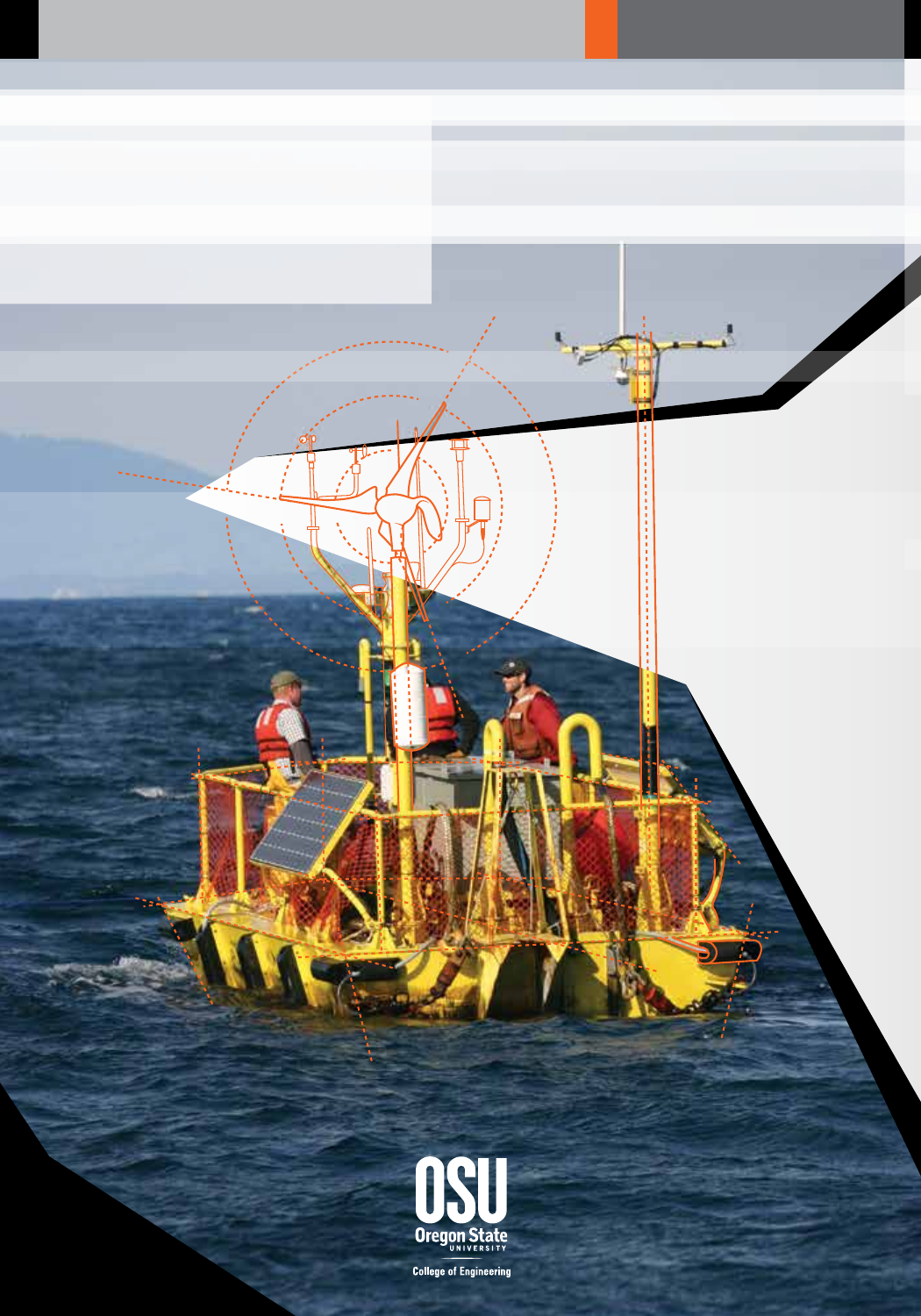OSU

Oregon State

UNIVERSITY

College of Engineering